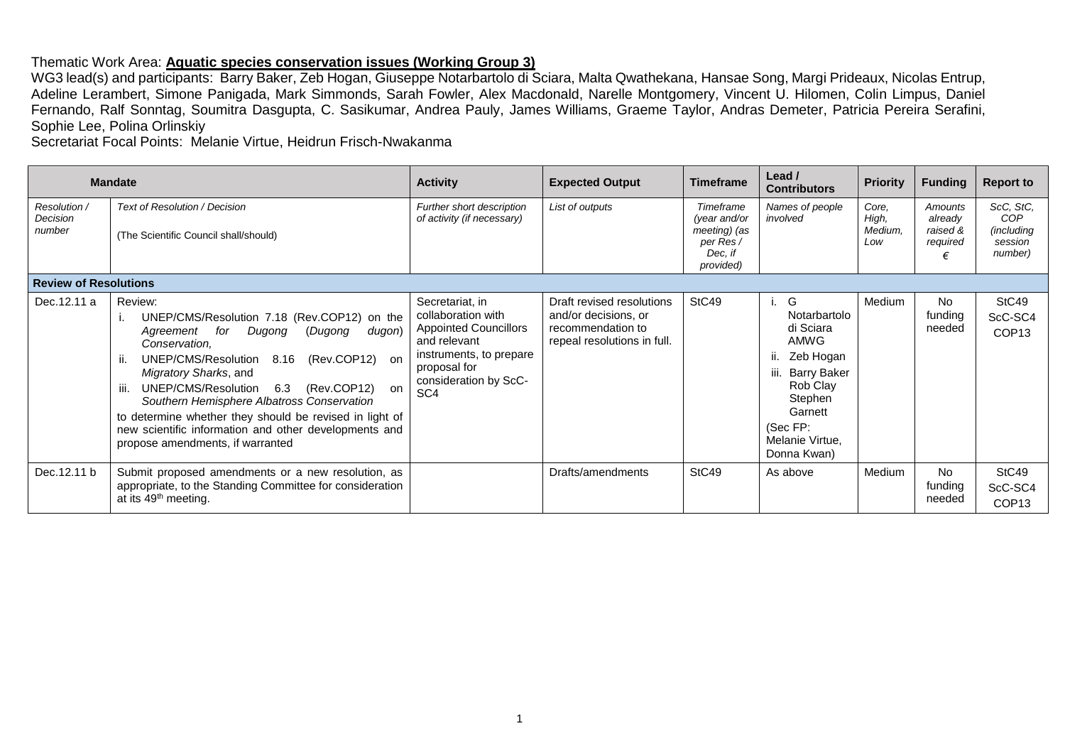Thematic Work Area: **Aquatic species conservation issues (Working Group 3)**

WG3 lead(s) and participants: Barry Baker, Zeb Hogan, Giuseppe Notarbartolo di Sciara, Malta Qwathekana, Hansae Song, Margi Prideaux, Nicolas Entrup, Adeline Lerambert, Simone Panigada, Mark Simmonds, Sarah Fowler, Alex Macdonald, Narelle Montgomery, Vincent U. Hilomen, Colin Limpus, Daniel Fernando, Ralf Sonntag, Soumitra Dasgupta, C. Sasikumar, Andrea Pauly, James Williams, Graeme Taylor, Andras Demeter, Patricia Pereira Serafini, Sophie Lee, Polina Orlinskiy

Secretariat Focal Points: Melanie Virtue, Heidrun Frisch-Nwakanma

| **Mandate** | | **Activity** | **Expected Output** | **Timeframe** | **Lead / Contributors** | **Priority** | **Funding** | **Report to** |
|---|---|---|---|---|---|---|---|---|
| *Resolution / Decision number* | *Text of Resolution / Decision*<br><br>(The Scientific Council shall/should) | *Further short description of activity (if necessary)* | *List of outputs* | *Timeframe (year and/or meeting) (as per Res / Dec, if provided)* | *Names of people involved* | *Core, High, Medium, Low* | *Amounts already raised & required €* | *ScC, StC, COP (including session number)* |
| **Review of Resolutions** | | | | | | | | |
| Dec.12.11 a | Review:<br>i. UNEP/CMS/Resolution 7.18 (Rev.COP12) on the *Agreement for Dugong (Dugong dugon) Conservation,*<br>ii. UNEP/CMS/Resolution 8.16 (Rev.COP12) on *Migratory Sharks*, and<br>iii. UNEP/CMS/Resolution 6.3 (Rev.COP12) on *Southern Hemisphere Albatross Conservation*<br>to determine whether they should be revised in light of new scientific information and other developments and propose amendments, if warranted | Secretariat, in collaboration with Appointed Councillors and relevant instruments, to prepare proposal for consideration by ScC-SC4 | Draft revised resolutions and/or decisions, or recommendation to repeal resolutions in full. | StC49 | i. G Notarbartolo di Sciara AMWG<br>ii. Zeb Hogan<br>iii. Barry Baker Rob Clay Stephen Garnett<br>(Sec FP: Melanie Virtue, Donna Kwan) | Medium | No funding needed | StC49<br>ScC-SC4<br>COP13 |
| Dec.12.11 b | Submit proposed amendments or a new resolution, as appropriate, to the Standing Committee for consideration at its 49th meeting. | | Drafts/amendments | StC49 | As above | Medium | No funding needed | StC49<br>ScC-SC4<br>COP13 |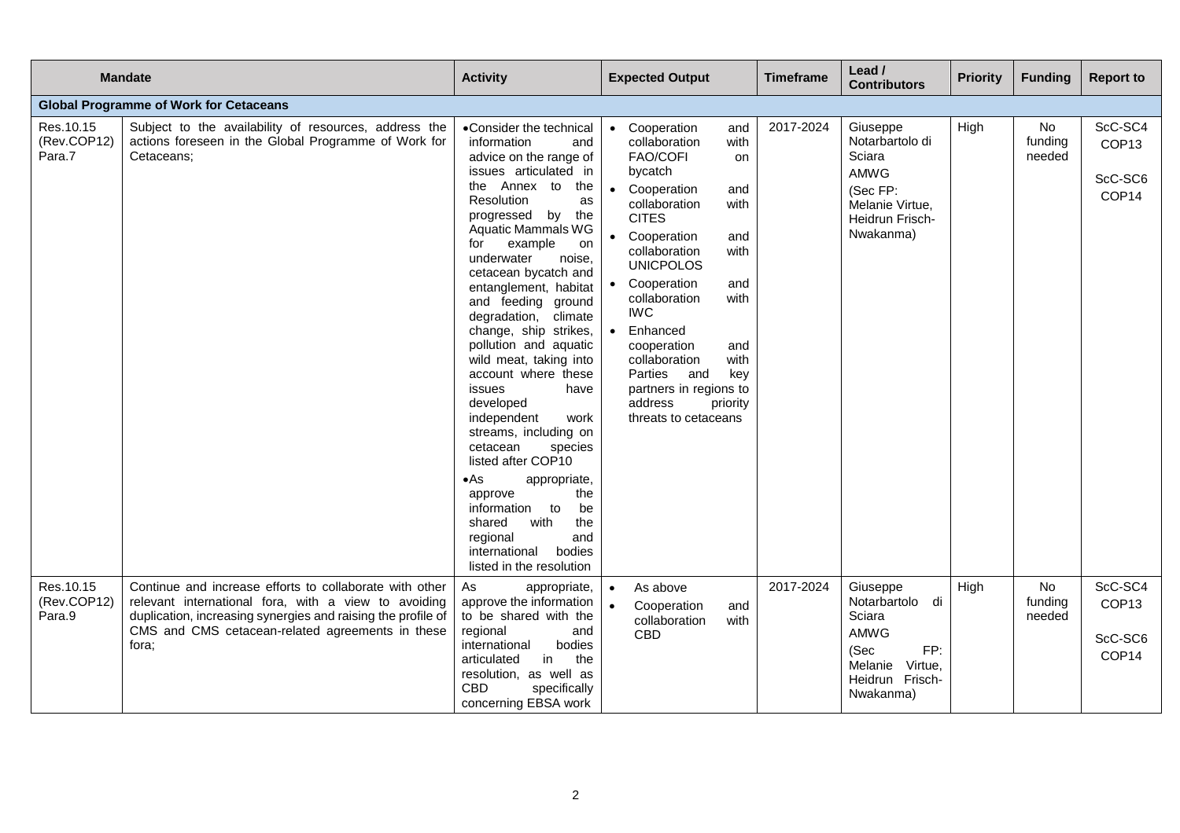| Mandate | | Activity | Expected Output | Timeframe | Lead / Contributors | Priority | Funding | Report to |
|---|---|---|---|---|---|---|---|---|
| **Global Programme of Work for Cetaceans** | | | | | | | | |
| Res.10.15 (Rev.COP12) Para.7 | Subject to the availability of resources, address the actions foreseen in the Global Programme of Work for Cetaceans; | • Consider the technical information and advice on the range of issues articulated in the Annex to the Resolution as progressed by the Aquatic Mammals WG for example on underwater noise, cetacean bycatch and entanglement, habitat and feeding ground degradation, climate change, ship strikes, pollution and aquatic wild meat, taking into account where these issues have developed independent work streams, including on cetacean species listed after COP10<br>• As appropriate, approve the information to be shared with the regional and international bodies listed in the resolution | • Cooperation and collaboration with FAO/COFI on bycatch<br>• Cooperation and collaboration with CITES<br>• Cooperation and collaboration with UNICPOLOS<br>• Cooperation and collaboration with IWC<br>• Enhanced cooperation and collaboration with Parties and key partners in regions to address priority threats to cetaceans | 2017-2024 | Giuseppe Notarbartolo di Sciara<br>AMWG<br>(Sec FP: Melanie Virtue, Heidrun Frisch-Nwakanma) | High | No funding needed | ScC-SC4 COP13<br>ScC-SC6 COP14 |
| Res.10.15 (Rev.COP12) Para.9 | Continue and increase efforts to collaborate with other relevant international fora, with a view to avoiding duplication, increasing synergies and raising the profile of CMS and CMS cetacean-related agreements in these fora; | As appropriate, approve the information to be shared with the regional and international bodies articulated in the resolution, as well as CBD specifically concerning EBSA work | • As above<br>• Cooperation and collaboration with CBD | 2017-2024 | Giuseppe Notarbartolo di Sciara<br>AMWG<br>(Sec FP: Melanie Virtue, Heidrun Frisch-Nwakanma) | High | No funding needed | ScC-SC4 COP13<br>ScC-SC6 COP14 |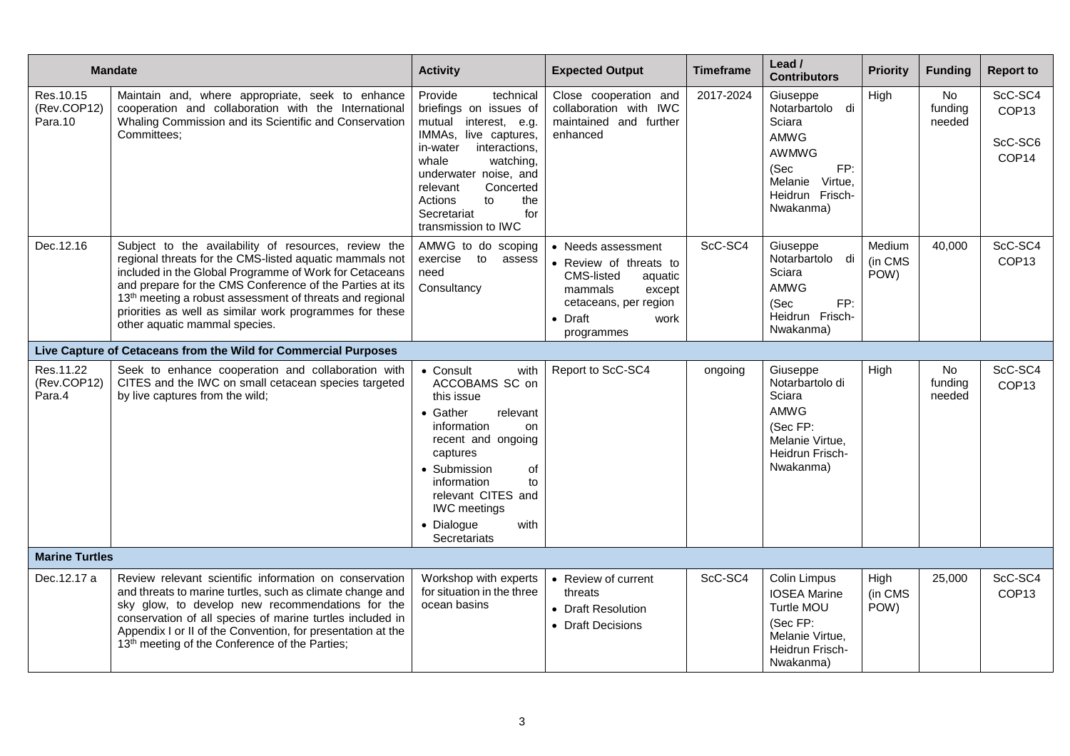| Mandate | | Activity | Expected Output | Timeframe | Lead / Contributors | Priority | Funding | Report to |
|---|---|---|---|---|---|---|---|---|
| Res.10.15 (Rev.COP12) Para.10 | Maintain and, where appropriate, seek to enhance cooperation and collaboration with the International Whaling Commission and its Scientific and Conservation Committees; | Provide technical briefings on issues of mutual interest, e.g. IMMAs, live captures, in-water interactions, whale watching, underwater noise, and relevant Concerted Actions to the Secretariat for transmission to IWC | Close cooperation and collaboration with IWC maintained and further enhanced | 2017-2024 | Giuseppe Notarbartolo di Sciara<br>AMWG<br>AWMWG<br>(Sec FP: Melanie Virtue, Heidrun Frisch-Nwakanma) | High | No funding needed | ScC-SC4<br>COP13<br>ScC-SC6<br>COP14 |
| Dec.12.16 | Subject to the availability of resources, review the regional threats for the CMS-listed aquatic mammals not included in the Global Programme of Work for Cetaceans and prepare for the CMS Conference of the Parties at its 13th meeting a robust assessment of threats and regional priorities as well as similar work programmes for these other aquatic mammal species. | AMWG to do scoping exercise to assess need<br>Consultancy | • Needs assessment<br>• Review of threats to CMS-listed aquatic mammals except cetaceans, per region<br>• Draft work programmes | ScC-SC4 | Giuseppe Notarbartolo di Sciara<br>AMWG<br>(Sec FP: Heidrun Frisch-Nwakanma) | Medium (in CMS POW) | 40,000 | ScC-SC4<br>COP13 |
| **Live Capture of Cetaceans from the Wild for Commercial Purposes** | | | | | | | | |
| Res.11.22 (Rev.COP12) Para.4 | Seek to enhance cooperation and collaboration with CITES and the IWC on small cetacean species targeted by live captures from the wild; | • Consult with ACCOBAMS SC on this issue<br>• Gather relevant information on recent and ongoing captures<br>• Submission of information to relevant CITES and IWC meetings<br>• Dialogue with Secretariats | Report to ScC-SC4 | ongoing | Giuseppe Notarbartolo di Sciara<br>AMWG<br>(Sec FP: Melanie Virtue, Heidrun Frisch-Nwakanma) | High | No funding needed | ScC-SC4<br>COP13 |
| **Marine Turtles** | | | | | | | | |
| Dec.12.17 a | Review relevant scientific information on conservation and threats to marine turtles, such as climate change and sky glow, to develop new recommendations for the conservation of all species of marine turtles included in Appendix I or II of the Convention, for presentation at the 13th meeting of the Conference of the Parties; | Workshop with experts for situation in the three ocean basins | • Review of current threats<br>• Draft Resolution<br>• Draft Decisions | ScC-SC4 | Colin Limpus<br>IOSEA Marine Turtle MOU<br>(Sec FP: Melanie Virtue, Heidrun Frisch-Nwakanma) | High (in CMS POW) | 25,000 | ScC-SC4<br>COP13 |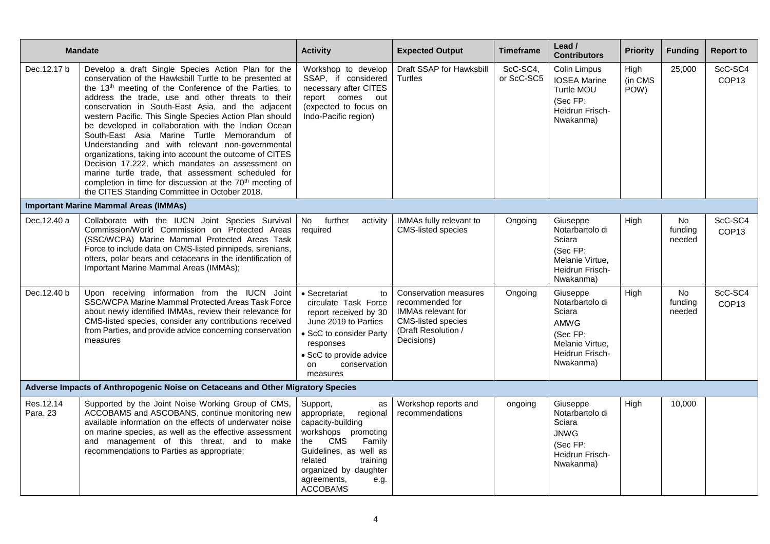| Mandate | | Activity | Expected Output | Timeframe | Lead / Contributors | Priority | Funding | Report to |
|---|---|---|---|---|---|---|---|---|
| Dec.12.17 b | Develop a draft Single Species Action Plan for the conservation of the Hawksbill Turtle to be presented at the 13th meeting of the Conference of the Parties, to address the trade, use and other threats to their conservation in South-East Asia, and the adjacent western Pacific. This Single Species Action Plan should be developed in collaboration with the Indian Ocean South-East Asia Marine Turtle Memorandum of Understanding and with relevant non-governmental organizations, taking into account the outcome of CITES Decision 17.222, which mandates an assessment on marine turtle trade, that assessment scheduled for completion in time for discussion at the 70th meeting of the CITES Standing Committee in October 2018. | Workshop to develop SSAP, if considered necessary after CITES report comes out (expected to focus on Indo-Pacific region) | Draft SSAP for Hawksbill Turtles | ScC-SC4, or ScC-SC5 | Colin Limpus<br>IOSEA Marine Turtle MOU<br>(Sec FP: Heidrun Frisch-Nwakanma) | High (in CMS POW) | 25,000 | ScC-SC4<br>COP13 |
| **Important Marine Mammal Areas (IMMAs)** | | | | | | | | |
| Dec.12.40 a | Collaborate with the IUCN Joint Species Survival Commission/World Commission on Protected Areas (SSC/WCPA) Marine Mammal Protected Areas Task Force to include data on CMS-listed pinnipeds, sirenians, otters, polar bears and cetaceans in the identification of Important Marine Mammal Areas (IMMAs); | No further activity required | IMMAs fully relevant to CMS-listed species | Ongoing | Giuseppe Notarbartolo di Sciara<br>(Sec FP: Melanie Virtue, Heidrun Frisch-Nwakanma) | High | No funding needed | ScC-SC4<br>COP13 |
| Dec.12.40 b | Upon receiving information from the IUCN Joint SSC/WCPA Marine Mammal Protected Areas Task Force about newly identified IMMAs, review their relevance for CMS-listed species, consider any contributions received from Parties, and provide advice concerning conservation measures | • Secretariat to circulate Task Force report received by 30 June 2019 to Parties<br>• ScC to consider Party responses<br>• ScC to provide advice on conservation measures | Conservation measures recommended for IMMAs relevant for CMS-listed species (Draft Resolution / Decisions) | Ongoing | Giuseppe Notarbartolo di Sciara<br>AMWG<br>(Sec FP: Melanie Virtue, Heidrun Frisch-Nwakanma) | High | No funding needed | ScC-SC4<br>COP13 |
| **Adverse Impacts of Anthropogenic Noise on Cetaceans and Other Migratory Species** | | | | | | | | |
| Res.12.14 Para. 23 | Supported by the Joint Noise Working Group of CMS, ACCOBAMS and ASCOBANS, continue monitoring new available information on the effects of underwater noise on marine species, as well as the effective assessment and management of this threat, and to make recommendations to Parties as appropriate; | Support, as appropriate, regional capacity-building workshops promoting the CMS Family Guidelines, as well as related training organized by daughter agreements, e.g. ACCOBAMS | Workshop reports and recommendations | ongoing | Giuseppe Notarbartolo di Sciara<br>JNWG<br>(Sec FP: Heidrun Frisch-Nwakanma) | High | 10,000 | |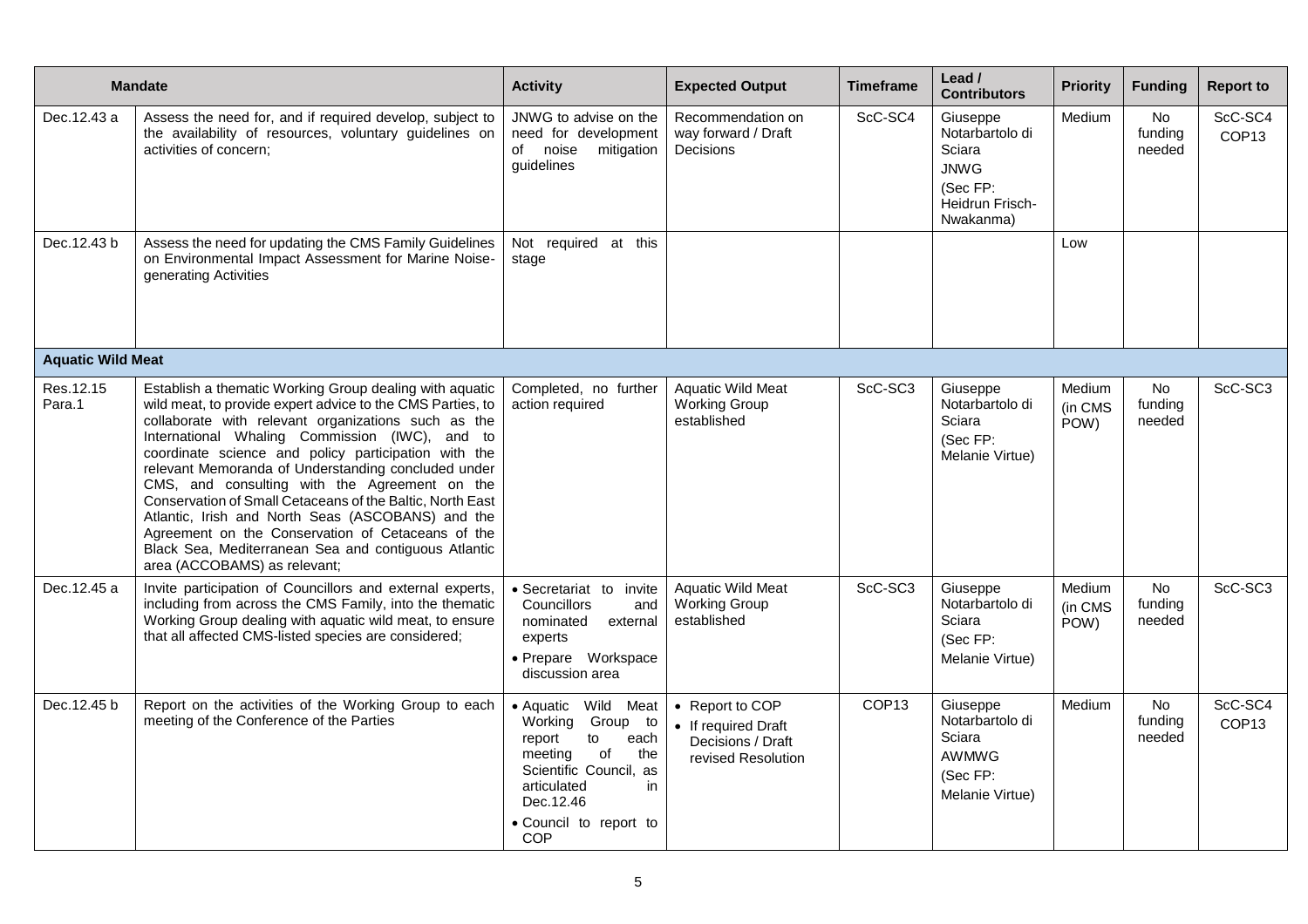| Mandate | | Activity | Expected Output | Timeframe | Lead / Contributors | Priority | Funding | Report to |
|---|---|---|---|---|---|---|---|---|
| Dec.12.43 a | Assess the need for, and if required develop, subject to the availability of resources, voluntary guidelines on activities of concern; | JNWG to advise on the need for development of noise mitigation guidelines | Recommendation on way forward / Draft Decisions | ScC-SC4 | Giuseppe Notarbartolo di Sciara<br>JNWG<br>(Sec FP: Heidrun Frisch-Nwakanma) | Medium | No funding needed | ScC-SC4<br>COP13 |
| Dec.12.43 b | Assess the need for updating the CMS Family Guidelines on Environmental Impact Assessment for Marine Noise-generating Activities | Not required at this stage | | | | Low | | |
| **Aquatic Wild Meat** | | | | | | | | |
| Res.12.15 Para.1 | Establish a thematic Working Group dealing with aquatic wild meat, to provide expert advice to the CMS Parties, to collaborate with relevant organizations such as the International Whaling Commission (IWC), and to coordinate science and policy participation with the relevant Memoranda of Understanding concluded under CMS, and consulting with the Agreement on the Conservation of Small Cetaceans of the Baltic, North East Atlantic, Irish and North Seas (ASCOBANS) and the Agreement on the Conservation of Cetaceans of the Black Sea, Mediterranean Sea and contiguous Atlantic area (ACCOBAMS) as relevant; | Completed, no further action required | Aquatic Wild Meat Working Group established | ScC-SC3 | Giuseppe Notarbartolo di Sciara<br>(Sec FP: Melanie Virtue) | Medium (in CMS POW) | No funding needed | ScC-SC3 |
| Dec.12.45 a | Invite participation of Councillors and external experts, including from across the CMS Family, into the thematic Working Group dealing with aquatic wild meat, to ensure that all affected CMS-listed species are considered; | • Secretariat to invite Councillors and nominated external experts<br>• Prepare Workspace discussion area | Aquatic Wild Meat Working Group established | ScC-SC3 | Giuseppe Notarbartolo di Sciara<br>(Sec FP: Melanie Virtue) | Medium (in CMS POW) | No funding needed | ScC-SC3 |
| Dec.12.45 b | Report on the activities of the Working Group to each meeting of the Conference of the Parties | • Aquatic Wild Meat Working Group to report to each meeting of the Scientific Council, as articulated in Dec.12.46<br>• Council to report to COP | • Report to COP<br>• If required Draft Decisions / Draft revised Resolution | COP13 | Giuseppe Notarbartolo di Sciara<br>AWMWG<br>(Sec FP: Melanie Virtue) | Medium | No funding needed | ScC-SC4<br>COP13 |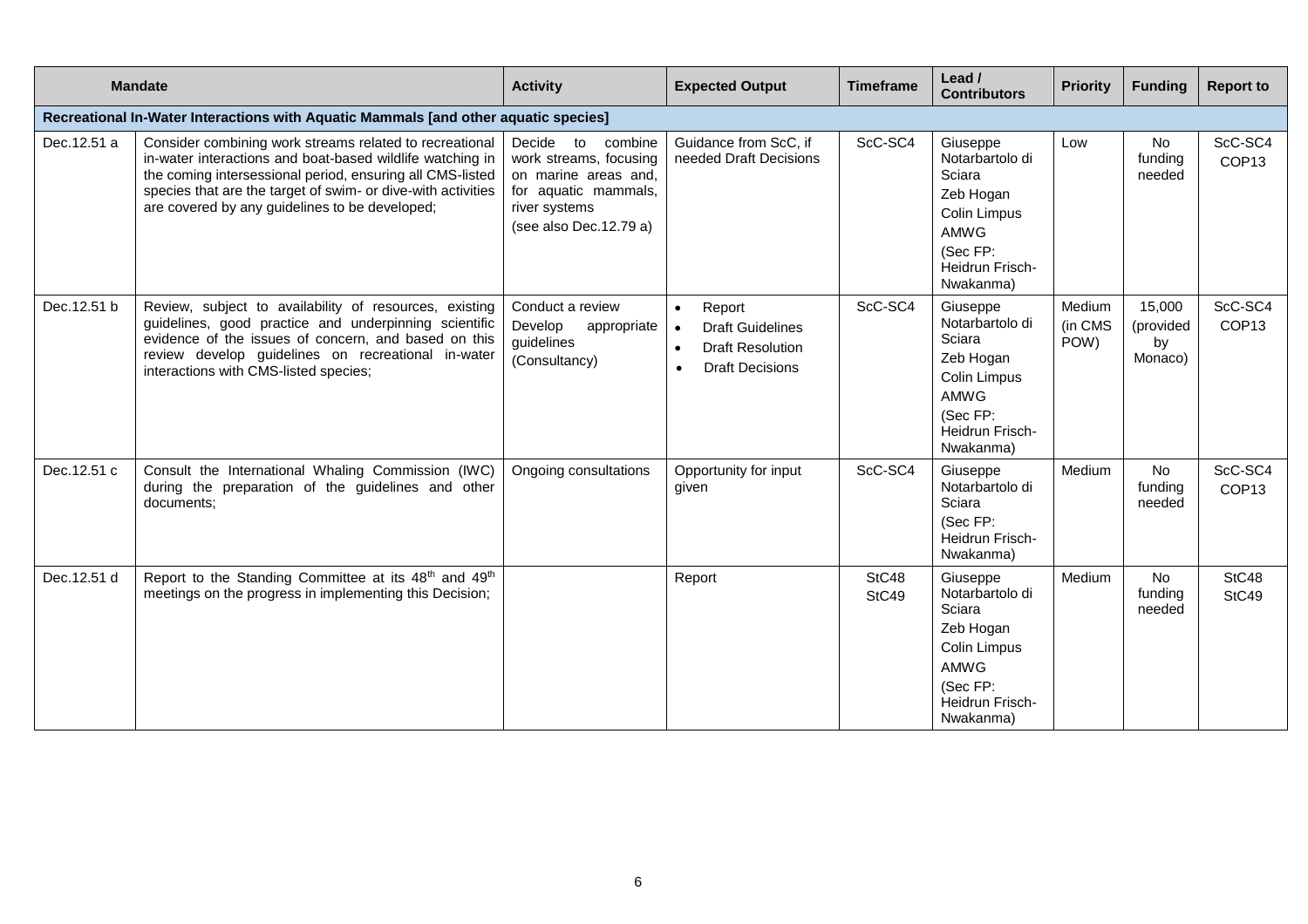| Mandate | | Activity | Expected Output | Timeframe | Lead / Contributors | Priority | Funding | Report to |
|---|---|---|---|---|---|---|---|---|
| **Recreational In-Water Interactions with Aquatic Mammals [and other aquatic species]** | | | | | | | | |
| Dec.12.51 a | Consider combining work streams related to recreational in-water interactions and boat-based wildlife watching in the coming intersessional period, ensuring all CMS-listed species that are the target of swim- or dive-with activities are covered by any guidelines to be developed; | Decide to combine work streams, focusing on marine areas and, for aquatic mammals, river systems (see also Dec.12.79 a) | Guidance from ScC, if needed Draft Decisions | ScC-SC4 | Giuseppe Notarbartolo di Sciara<br>Zeb Hogan<br>Colin Limpus<br>AMWG<br>(Sec FP: Heidrun Frisch-Nwakanma) | Low | No funding needed | ScC-SC4<br>COP13 |
| Dec.12.51 b | Review, subject to availability of resources, existing guidelines, good practice and underpinning scientific evidence of the issues of concern, and based on this review develop guidelines on recreational in-water interactions with CMS-listed species; | Conduct a review<br>Develop appropriate guidelines<br>(Consultancy) | • Report<br>• Draft Guidelines<br>• Draft Resolution<br>• Draft Decisions | ScC-SC4 | Giuseppe Notarbartolo di Sciara<br>Zeb Hogan<br>Colin Limpus<br>AMWG<br>(Sec FP: Heidrun Frisch-Nwakanma) | Medium (in CMS POW) | 15,000 (provided by Monaco) | ScC-SC4<br>COP13 |
| Dec.12.51 c | Consult the International Whaling Commission (IWC) during the preparation of the guidelines and other documents; | Ongoing consultations | Opportunity for input given | ScC-SC4 | Giuseppe Notarbartolo di Sciara<br>(Sec FP: Heidrun Frisch-Nwakanma) | Medium | No funding needed | ScC-SC4<br>COP13 |
| Dec.12.51 d | Report to the Standing Committee at its 48th and 49th meetings on the progress in implementing this Decision; | | Report | StC48<br>StC49 | Giuseppe Notarbartolo di Sciara<br>Zeb Hogan<br>Colin Limpus<br>AMWG<br>(Sec FP: Heidrun Frisch-Nwakanma) | Medium | No funding needed | StC48<br>StC49 |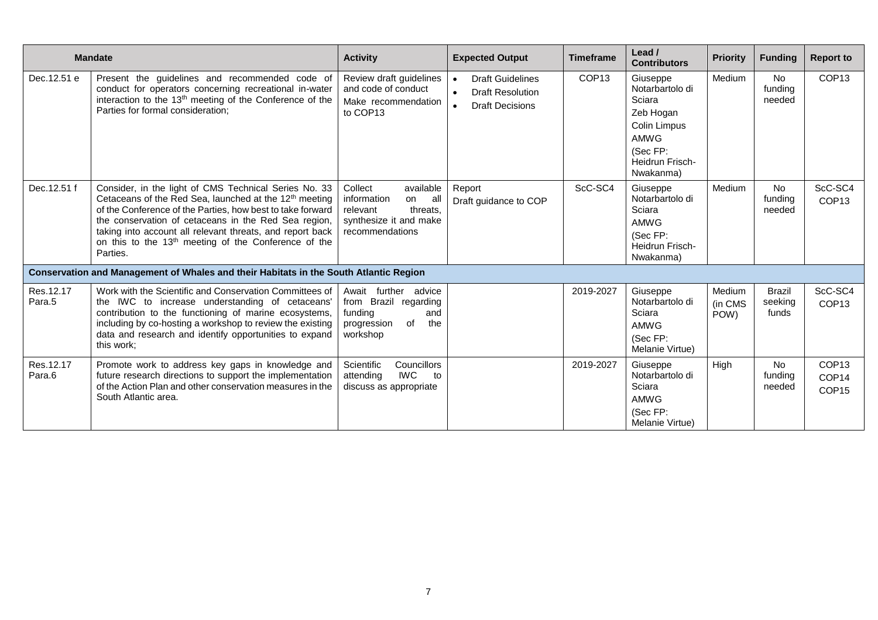| Mandate | | Activity | Expected Output | Timeframe | Lead / Contributors | Priority | Funding | Report to |
|---|---|---|---|---|---|---|---|---|
| Dec.12.51 e | Present the guidelines and recommended code of conduct for operators concerning recreational in-water interaction to the 13th meeting of the Conference of the Parties for formal consideration; | Review draft guidelines and code of conduct<br>Make recommendation to COP13 | • Draft Guidelines<br>• Draft Resolution<br>• Draft Decisions | COP13 | Giuseppe Notarbartolo di Sciara<br>Zeb Hogan<br>Colin Limpus<br>AMWG<br>(Sec FP: Heidrun Frisch-Nwakanma) | Medium | No funding needed | COP13 |
| Dec.12.51 f | Consider, in the light of CMS Technical Series No. 33 Cetaceans of the Red Sea, launched at the 12th meeting of the Conference of the Parties, how best to take forward the conservation of cetaceans in the Red Sea region, taking into account all relevant threats, and report back on this to the 13th meeting of the Conference of the Parties. | Collect available information on all relevant threats, synthesize it and make recommendations | Report<br>Draft guidance to COP | ScC-SC4 | Giuseppe Notarbartolo di Sciara<br>AMWG<br>(Sec FP: Heidrun Frisch-Nwakanma) | Medium | No funding needed | ScC-SC4<br>COP13 |
| **Conservation and Management of Whales and their Habitats in the South Atlantic Region** | | | | | | | | |
| Res.12.17 Para.5 | Work with the Scientific and Conservation Committees of the IWC to increase understanding of cetaceans' contribution to the functioning of marine ecosystems, including by co-hosting a workshop to review the existing data and research and identify opportunities to expand this work; | Await further advice from Brazil regarding funding and progression of the workshop | | 2019-2027 | Giuseppe Notarbartolo di Sciara<br>AMWG<br>(Sec FP: Melanie Virtue) | Medium (in CMS POW) | Brazil seeking funds | ScC-SC4<br>COP13 |
| Res.12.17 Para.6 | Promote work to address key gaps in knowledge and future research directions to support the implementation of the Action Plan and other conservation measures in the South Atlantic area. | Scientific Councillors attending IWC to discuss as appropriate | | 2019-2027 | Giuseppe Notarbartolo di Sciara<br>AMWG<br>(Sec FP: Melanie Virtue) | High | No funding needed | COP13<br>COP14<br>COP15 |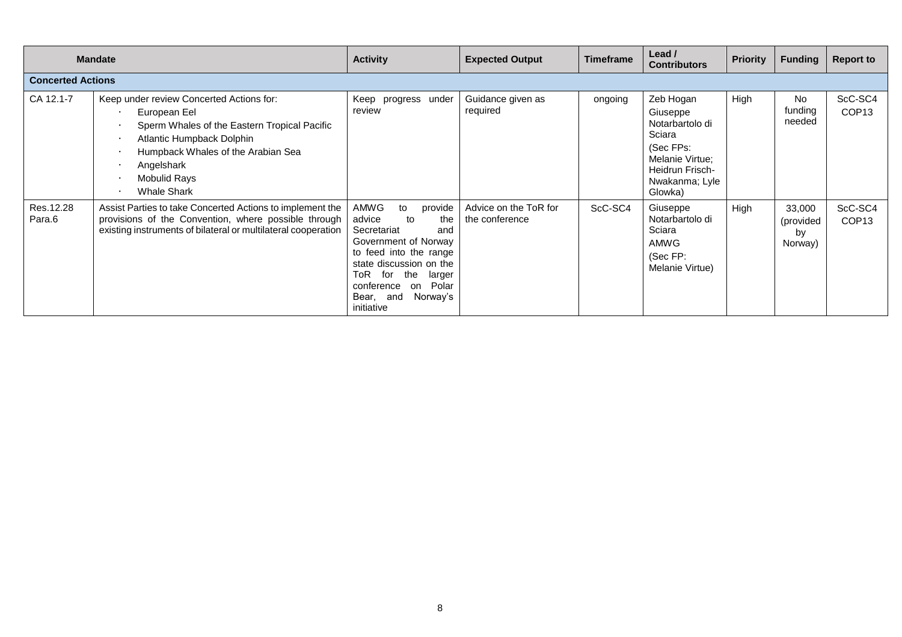| Mandate | | Activity | Expected Output | Timeframe | Lead / Contributors | Priority | Funding | Report to |
|---|---|---|---|---|---|---|---|---|
| **Concerted Actions** | | | | | | | | |
| CA 12.1-7 | Keep under review Concerted Actions for:<br>· European Eel<br>· Sperm Whales of the Eastern Tropical Pacific<br>· Atlantic Humpback Dolphin<br>· Humpback Whales of the Arabian Sea<br>· Angelshark<br>· Mobulid Rays<br>· Whale Shark | Keep progress under review | Guidance given as required | ongoing | Zeb Hogan<br>Giuseppe Notarbartolo di Sciara<br>(Sec FPs: Melanie Virtue; Heidrun Frisch-Nwakanma; Lyle Glowka) | High | No funding needed | ScC-SC4<br>COP13 |
| Res.12.28 Para.6 | Assist Parties to take Concerted Actions to implement the provisions of the Convention, where possible through existing instruments of bilateral or multilateral cooperation | AMWG to provide advice to the Secretariat and Government of Norway to feed into the range state discussion on the ToR for the larger conference on Polar Bear, and Norway's initiative | Advice on the ToR for the conference | ScC-SC4 | Giuseppe Notarbartolo di Sciara<br>AMWG<br>(Sec FP: Melanie Virtue) | High | 33,000 (provided by Norway) | ScC-SC4<br>COP13 |